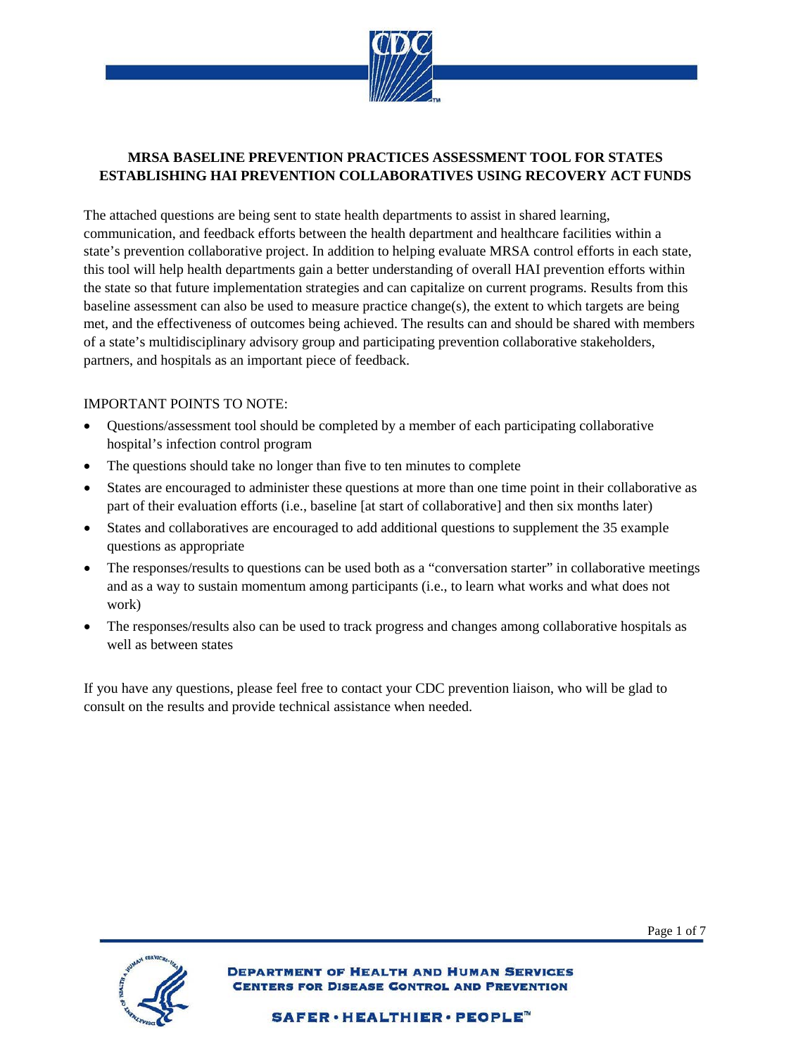# MRSA BASELINE PREVENTION PRACTICES ASSESSMENT TOOL FOR STATES ESTABLISHING HAI PREVENTION COLLABORATIVES USING RECOVERY ACT FUNDS

The attached questions are being sent to state health departments to assist in shared learning, communication, and feedback efforts between the health department and healthcare facilities within a state's prevention collaborative project. In addition to helping evaluate MRSA control efforts in each state, this tool will help health departments gain a better understanding of overall HAI prevention efforts within the state so that future implementation strategies and can capitalize on current programs. Results from this baseline assessment can also be used to measure practice change(s), the extent to which targets are being met, and the effectiveness of outcomes being achieved. The results can and should be shared with members of a state's multidisciplinary advisory group and participating prevention collaborative stakeholders, partners, and hospitals as an important piece of feedback.

IMPORTANT POINTS TO NOTE:

- Questions/assessment tool should be completed by a member of each participating collaborative hospital's infection control program
- The questions should take no longer than five to ten minutes to complete
- States are encouraged to administer these questions at more than one time point in their collaborative as part of their evaluation efforts (i.e., baseline [at start of collaborative] and then six months later)
- States and collaboratives are encouraged to add additional questions to supplement the 35 example questions as appropriate
- The responses/results to questions can be used both as a "conversation starter" in collaborative meetings and as a way to sustain momentum among participants (i.e., to learn what works and what does not work)
- The responses/results also can be used to track progress and changes among collaborative hospitals as well as between states

If you have any questions, please feel free to contact your CDC prevention liaison, who will be glad to consult on the results and provide technical assistance when needed.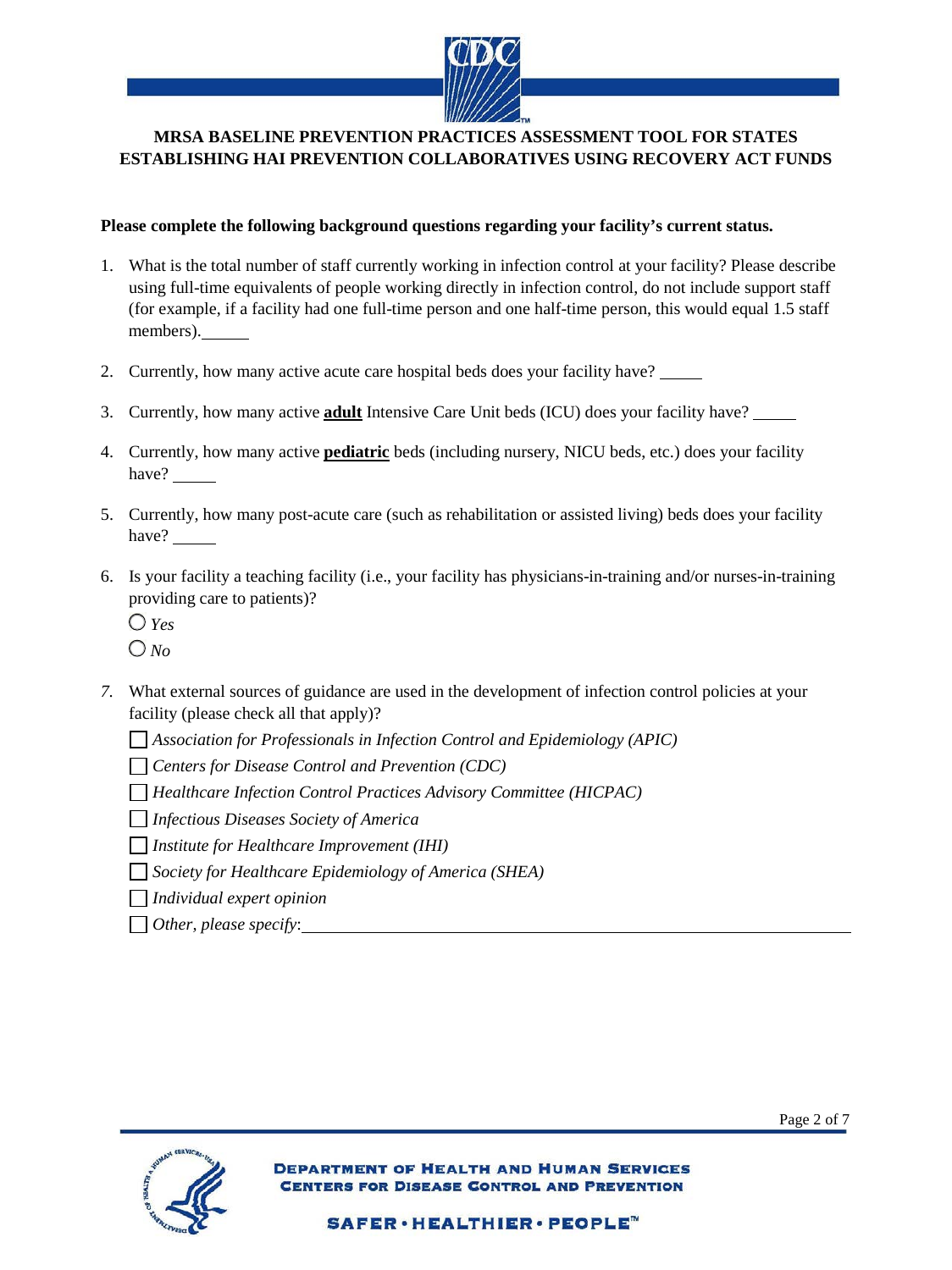**MRSA BASELINE PREVENTION PRACTICES ASSESSMENT TOOL FOR STATES ESTABLISHING HAI PREVENTION COLLABORATIVES USING RECOVERY ACT FUNDS**

**Please complete the following background questions regarding your facility's current status.**

1. What is the total number of staff currently working in infection control at your facility? Please describe using full-time equivalents of people working directly in infection control, do not include support staff (for example, if a facility had one full-time person and one half-time person, this would equal 1.5 staff members).______

2. Currently, how many active acute care hospital beds does your facility have? _____

3. Currently, how many active **adult** Intensive Care Unit beds (ICU) does your facility have? _____

4. Currently, how many active **pediatric** beds (including nursery, NICU beds, etc.) does your facility have? _____

5. Currently, how many post-acute care (such as rehabilitation or assisted living) beds does your facility have? _____

6. Is your facility a teaching facility (i.e., your facility has physicians-in-training and/or nurses-in-training providing care to patients)?
   - ○ *Yes*
   - ○ *No*

7. What external sources of guidance are used in the development of infection control policies at your facility (please check all that apply)?
   - ☐ *Association for Professionals in Infection Control and Epidemiology (APIC)*
   - ☐ *Centers for Disease Control and Prevention (CDC)*
   - ☐ *Healthcare Infection Control Practices Advisory Committee (HICPAC)*
   - ☐ *Infectious Diseases Society of America*
   - ☐ *Institute for Healthcare Improvement (IHI)*
   - ☐ *Society for Healthcare Epidemiology of America (SHEA)*
   - ☐ *Individual expert opinion*
   - ☐ *Other, please specify*:________________________________________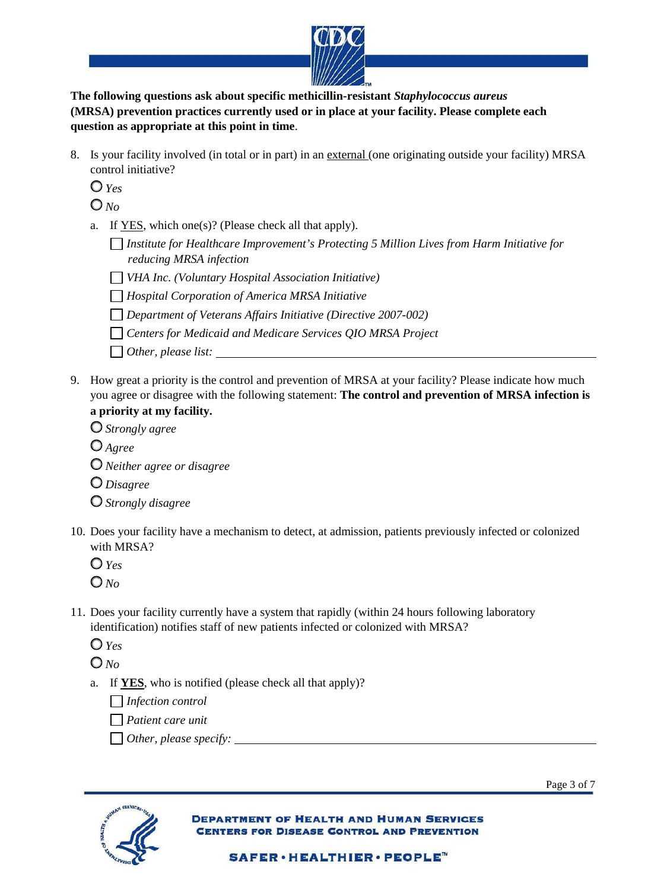**The following questions ask about specific methicillin-resistant *Staphylococcus aureus* (MRSA) prevention practices currently used or in place at your facility. Please complete each question as appropriate at this point in time**.

8. Is your facility involved (in total or in part) in an <u>external</u> (one originating outside your facility) MRSA control initiative?

   ○ *Yes*

   ○ *No*

   a. If <u>YES</u>, which one(s)? (Please check all that apply).

      ☐ *Institute for Healthcare Improvement's Protecting 5 Million Lives from Harm Initiative for reducing MRSA infection*

      ☐ *VHA Inc. (Voluntary Hospital Association Initiative)*

      ☐ *Hospital Corporation of America MRSA Initiative*

      ☐ *Department of Veterans Affairs Initiative (Directive 2007-002)*

      ☐ *Centers for Medicaid and Medicare Services QIO MRSA Project*

      ☐ *Other, please list:* \_\_\_\_\_\_\_\_\_\_\_\_\_\_\_\_\_\_\_\_\_\_\_\_\_\_\_\_\_\_\_\_\_\_\_\_

9. How great a priority is the control and prevention of MRSA at your facility? Please indicate how much you agree or disagree with the following statement: **The control and prevention of MRSA infection is a priority at my facility.**

   ○ *Strongly agree*

   ○ *Agree*

   ○ *Neither agree or disagree*

   ○ *Disagree*

   ○ *Strongly disagree*

10. Does your facility have a mechanism to detect, at admission, patients previously infected or colonized with MRSA?

    ○ *Yes*

    ○ *No*

11. Does your facility currently have a system that rapidly (within 24 hours following laboratory identification) notifies staff of new patients infected or colonized with MRSA?

    ○ *Yes*

    ○ *No*

    a. If <u>**YES**</u>, who is notified (please check all that apply)?

       ☐ *Infection control*

       ☐ *Patient care unit*

       ☐ *Other, please specify:* \_\_\_\_\_\_\_\_\_\_\_\_\_\_\_\_\_\_\_\_\_\_\_\_\_\_\_\_\_\_\_\_\_\_\_\_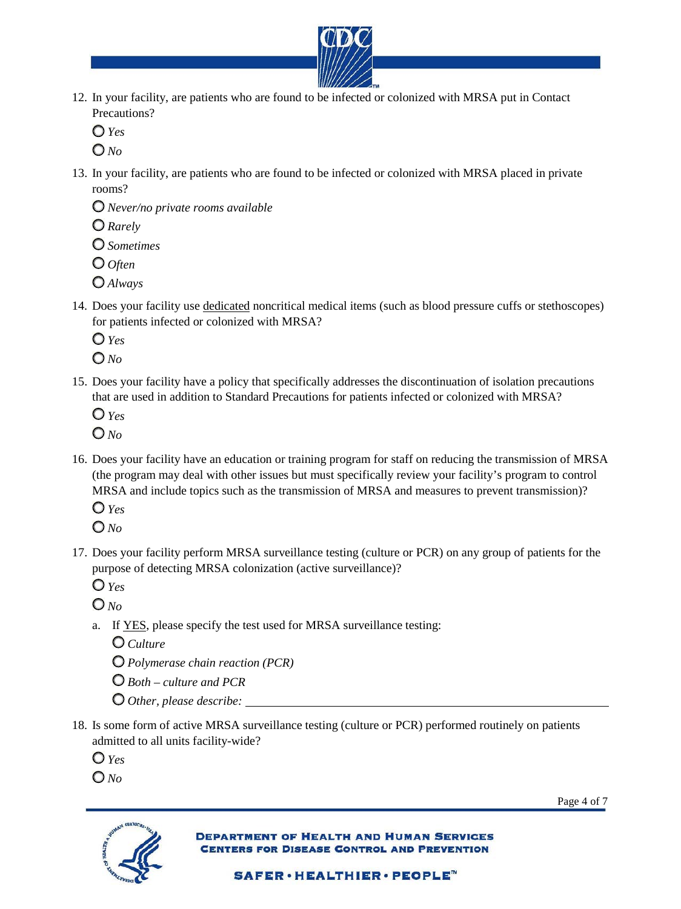12. In your facility, are patients who are found to be infected or colonized with MRSA put in Contact Precautions?

    - *Yes*
    - *No*

13. In your facility, are patients who are found to be infected or colonized with MRSA placed in private rooms?

    - *Never/no private rooms available*
    - *Rarely*
    - *Sometimes*
    - *Often*
    - *Always*

14. Does your facility use dedicated noncritical medical items (such as blood pressure cuffs or stethoscopes) for patients infected or colonized with MRSA?

    - *Yes*
    - *No*

15. Does your facility have a policy that specifically addresses the discontinuation of isolation precautions that are used in addition to Standard Precautions for patients infected or colonized with MRSA?

    - *Yes*
    - *No*

16. Does your facility have an education or training program for staff on reducing the transmission of MRSA (the program may deal with other issues but must specifically review your facility's program to control MRSA and include topics such as the transmission of MRSA and measures to prevent transmission)?

    - *Yes*
    - *No*

17. Does your facility perform MRSA surveillance testing (culture or PCR) on any group of patients for the purpose of detecting MRSA colonization (active surveillance)?

    - *Yes*
    - *No*

    a. If YES, please specify the test used for MRSA surveillance testing:

    - *Culture*
    - *Polymerase chain reaction (PCR)*
    - *Both – culture and PCR*
    - *Other, please describe:* ______________________________

18. Is some form of active MRSA surveillance testing (culture or PCR) performed routinely on patients admitted to all units facility-wide?

    - *Yes*
    - *No*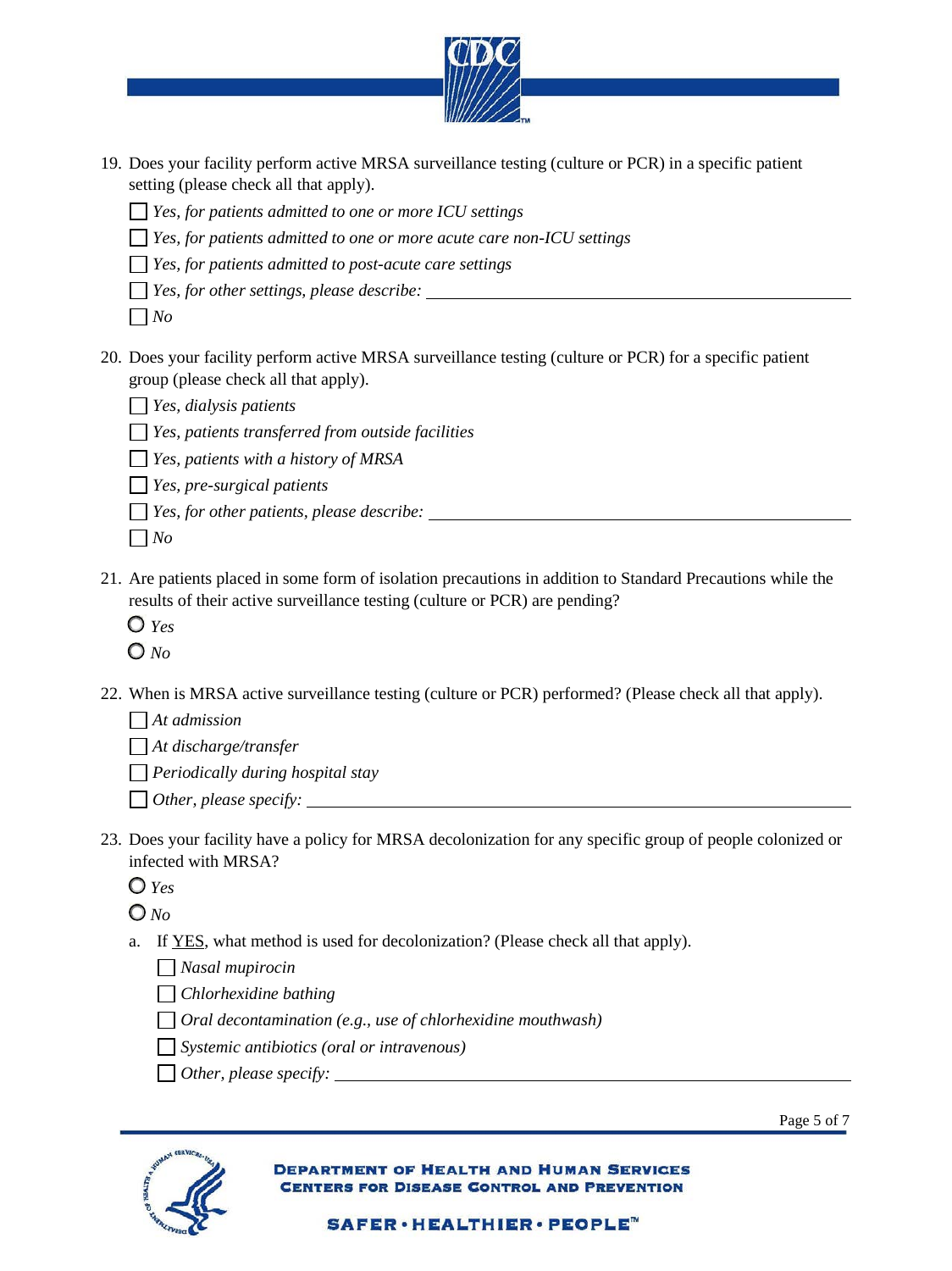19. Does your facility perform active MRSA surveillance testing (culture or PCR) in a specific patient setting (please check all that apply).

    - ☐ *Yes, for patients admitted to one or more ICU settings*
    - ☐ *Yes, for patients admitted to one or more acute care non-ICU settings*
    - ☐ *Yes, for patients admitted to post-acute care settings*
    - ☐ *Yes, for other settings, please describe:* ______________________________
    - ☐ *No*

20. Does your facility perform active MRSA surveillance testing (culture or PCR) for a specific patient group (please check all that apply).

    - ☐ *Yes, dialysis patients*
    - ☐ *Yes, patients transferred from outside facilities*
    - ☐ *Yes, patients with a history of MRSA*
    - ☐ *Yes, pre-surgical patients*
    - ☐ *Yes, for other patients, please describe:* ______________________________
    - ☐ *No*

21. Are patients placed in some form of isolation precautions in addition to Standard Precautions while the results of their active surveillance testing (culture or PCR) are pending?

    - ○ *Yes*
    - ○ *No*

22. When is MRSA active surveillance testing (culture or PCR) performed? (Please check all that apply).

    - ☐ *At admission*
    - ☐ *At discharge/transfer*
    - ☐ *Periodically during hospital stay*
    - ☐ *Other, please specify:* ______________________________

23. Does your facility have a policy for MRSA decolonization for any specific group of people colonized or infected with MRSA?

    - ○ *Yes*
    - ○ *No*

    a. If YES, what method is used for decolonization? (Please check all that apply).

       - ☐ *Nasal mupirocin*
       - ☐ *Chlorhexidine bathing*
       - ☐ *Oral decontamination (e.g., use of chlorhexidine mouthwash)*
       - ☐ *Systemic antibiotics (oral or intravenous)*
       - ☐ *Other, please specify:* ______________________________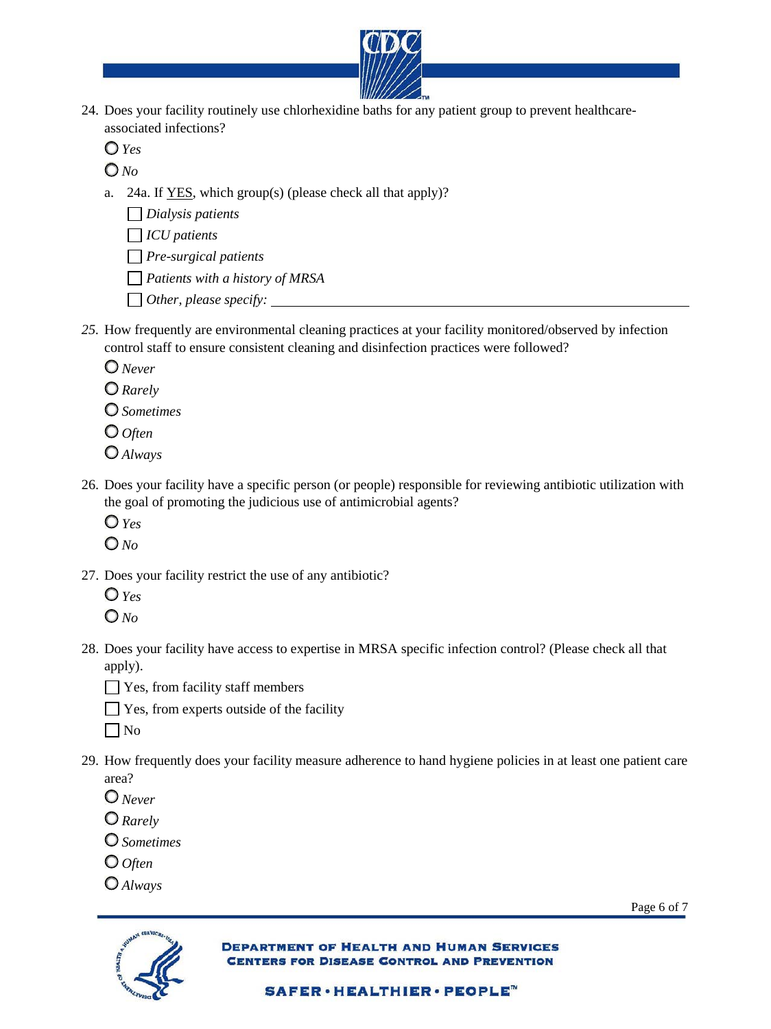24. Does your facility routinely use chlorhexidine baths for any patient group to prevent healthcare-associated infections?

   ○ *Yes*

   ○ *No*

   a. 24a. If YES, which group(s) (please check all that apply)?

      ☐ *Dialysis patients*

      ☐ *ICU patients*

      ☐ *Pre-surgical patients*

      ☐ *Patients with a history of MRSA*

      ☐ *Other, please specify:* ____________________

*25.* How frequently are environmental cleaning practices at your facility monitored/observed by infection control staff to ensure consistent cleaning and disinfection practices were followed?

   ○ *Never*

   ○ *Rarely*

   ○ *Sometimes*

   ○ *Often*

   ○ *Always*

26. Does your facility have a specific person (or people) responsible for reviewing antibiotic utilization with the goal of promoting the judicious use of antimicrobial agents?

   ○ *Yes*

   ○ *No*

27. Does your facility restrict the use of any antibiotic?

   ○ *Yes*

   ○ *No*

28. Does your facility have access to expertise in MRSA specific infection control? (Please check all that apply).

   ☐ Yes, from facility staff members

   ☐ Yes, from experts outside of the facility

   ☐ No

29. How frequently does your facility measure adherence to hand hygiene policies in at least one patient care area?

   ○ *Never*

   ○ *Rarely*

   ○ *Sometimes*

   ○ *Often*

   ○ *Always*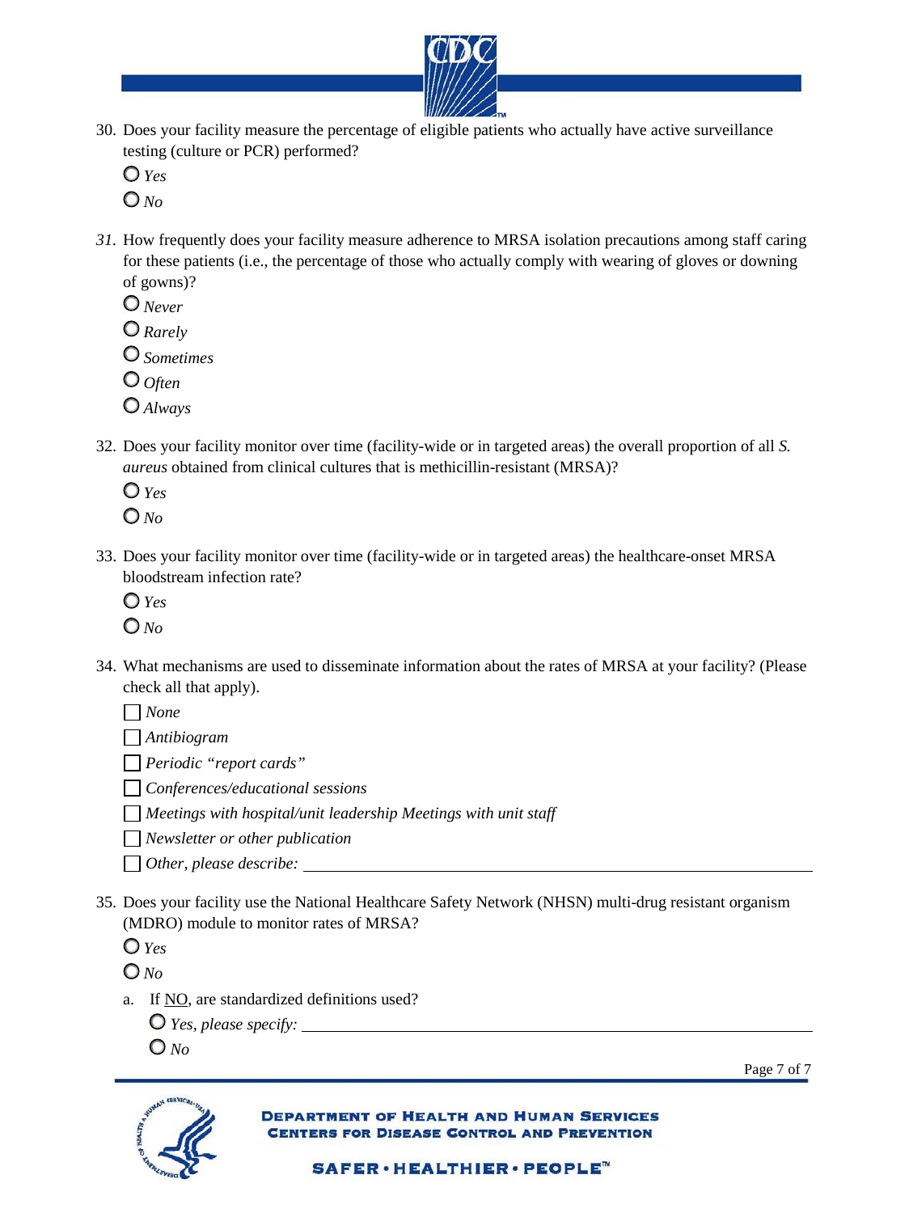30. Does your facility measure the percentage of eligible patients who actually have active surveillance testing (culture or PCR) performed?

    ○ *Yes*

    ○ *No*

31. How frequently does your facility measure adherence to MRSA isolation precautions among staff caring for these patients (i.e., the percentage of those who actually comply with wearing of gloves or downing of gowns)?

    ○ *Never*

    ○ *Rarely*

    ○ *Sometimes*

    ○ *Often*

    ○ *Always*

32. Does your facility monitor over time (facility-wide or in targeted areas) the overall proportion of all *S. aureus* obtained from clinical cultures that is methicillin-resistant (MRSA)?

    ○ *Yes*

    ○ *No*

33. Does your facility monitor over time (facility-wide or in targeted areas) the healthcare-onset MRSA bloodstream infection rate?

    ○ *Yes*

    ○ *No*

34. What mechanisms are used to disseminate information about the rates of MRSA at your facility? (Please check all that apply).

    ☐ *None*

    ☐ *Antibiogram*

    ☐ *Periodic "report cards"*

    ☐ *Conferences/educational sessions*

    ☐ *Meetings with hospital/unit leadership Meetings with unit staff*

    ☐ *Newsletter or other publication*

    ☐ *Other, please describe:* ______________________________

35. Does your facility use the National Healthcare Safety Network (NHSN) multi-drug resistant organism (MDRO) module to monitor rates of MRSA?

    ○ *Yes*

    ○ *No*

    a. If NO, are standardized definitions used?

       ○ *Yes, please specify:* ______________________________

       ○ *No*